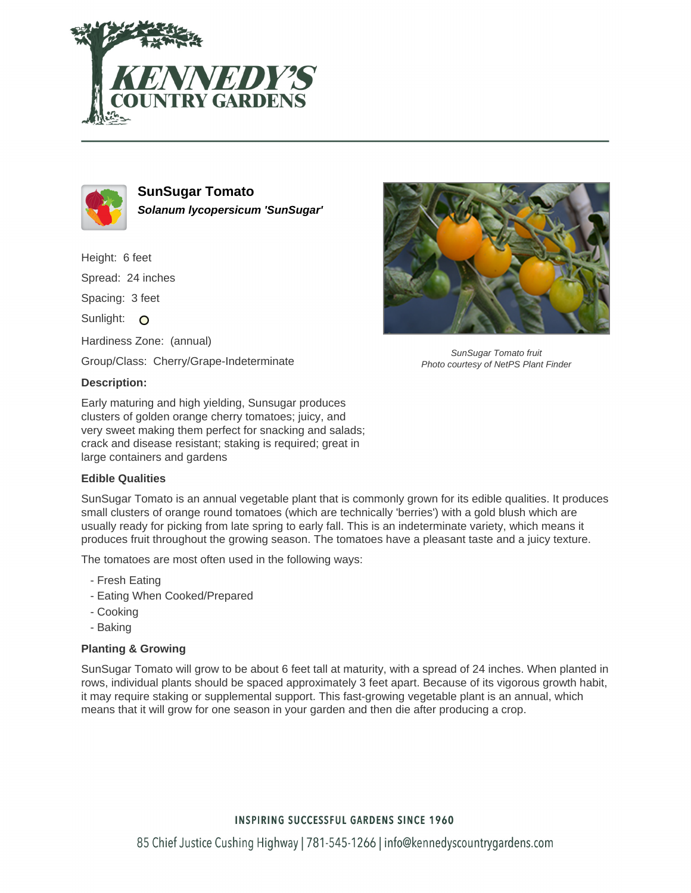# KENNEDY'S COUNTRY GARDENS

## SunSugar Tomato

***Solanum lycopersicum 'SunSugar'***

Height: 6 feet

Spread: 24 inches

Spacing: 3 feet

Sunlight: O

Hardiness Zone: (annual)

Group/Class: Cherry/Grape-Indeterminate

*SunSugar Tomato fruit*
*Photo courtesy of NetPS Plant Finder*

### Description:

Early maturing and high yielding, Sunsugar produces clusters of golden orange cherry tomatoes; juicy, and very sweet making them perfect for snacking and salads; crack and disease resistant; staking is required; great in large containers and gardens

### Edible Qualities

SunSugar Tomato is an annual vegetable plant that is commonly grown for its edible qualities. It produces small clusters of orange round tomatoes (which are technically 'berries') with a gold blush which are usually ready for picking from late spring to early fall. This is an indeterminate variety, which means it produces fruit throughout the growing season. The tomatoes have a pleasant taste and a juicy texture.

The tomatoes are most often used in the following ways:

- Fresh Eating
- Eating When Cooked/Prepared
- Cooking
- Baking

### Planting & Growing

SunSugar Tomato will grow to be about 6 feet tall at maturity, with a spread of 24 inches. When planted in rows, individual plants should be spaced approximately 3 feet apart. Because of its vigorous growth habit, it may require staking or supplemental support. This fast-growing vegetable plant is an annual, which means that it will grow for one season in your garden and then die after producing a crop.

INSPIRING SUCCESSFUL GARDENS SINCE 1960

85 Chief Justice Cushing Highway | 781-545-1266 | info@kennedyscountrygardens.com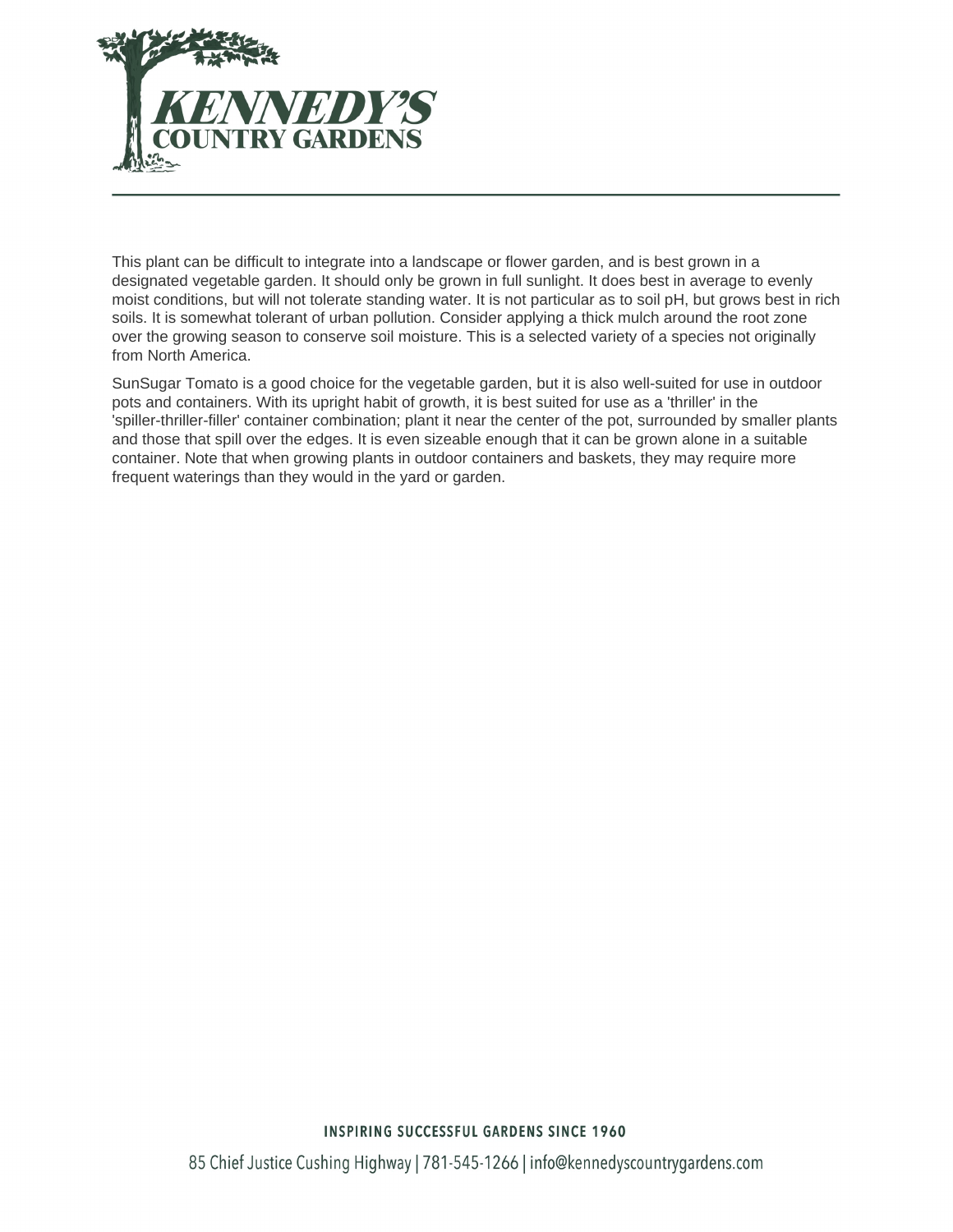This plant can be difficult to integrate into a landscape or flower garden, and is best grown in a designated vegetable garden. It should only be grown in full sunlight. It does best in average to evenly moist conditions, but will not tolerate standing water. It is not particular as to soil pH, but grows best in rich soils. It is somewhat tolerant of urban pollution. Consider applying a thick mulch around the root zone over the growing season to conserve soil moisture. This is a selected variety of a species not originally from North America.

SunSugar Tomato is a good choice for the vegetable garden, but it is also well-suited for use in outdoor pots and containers. With its upright habit of growth, it is best suited for use as a 'thriller' in the 'spiller-thriller-filler' container combination; plant it near the center of the pot, surrounded by smaller plants and those that spill over the edges. It is even sizeable enough that it can be grown alone in a suitable container. Note that when growing plants in outdoor containers and baskets, they may require more frequent waterings than they would in the yard or garden.